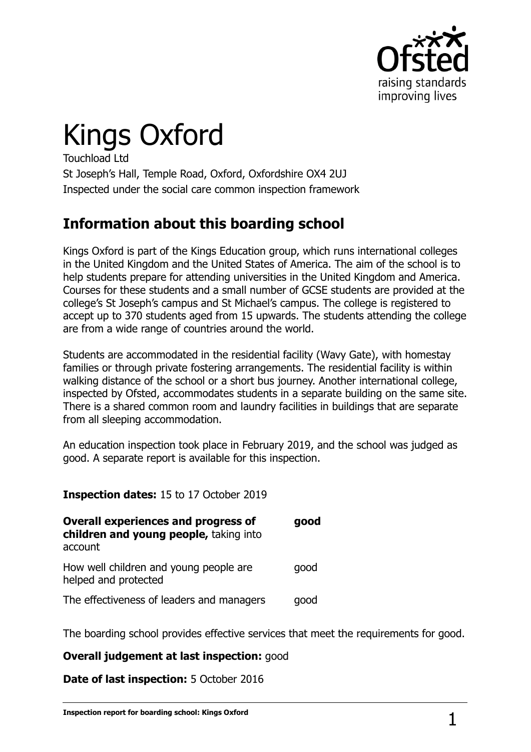# Kings Oxford

Touchload Ltd

St Joseph's Hall, Temple Road, Oxford, Oxfordshire OX4 2UJ

Inspected under the social care common inspection framework

## Information about this boarding school

Kings Oxford is part of the Kings Education group, which runs international colleges in the United Kingdom and the United States of America. The aim of the school is to help students prepare for attending universities in the United Kingdom and America. Courses for these students and a small number of GCSE students are provided at the college's St Joseph's campus and St Michael's campus. The college is registered to accept up to 370 students aged from 15 upwards. The students attending the college are from a wide range of countries around the world.

Students are accommodated in the residential facility (Wavy Gate), with homestay families or through private fostering arrangements. The residential facility is within walking distance of the school or a short bus journey. Another international college, inspected by Ofsted, accommodates students in a separate building on the same site. There is a shared common room and laundry facilities in buildings that are separate from all sleeping accommodation.

An education inspection took place in February 2019, and the school was judged as good. A separate report is available for this inspection.

**Inspection dates:** 15 to 17 October 2019

| | |
|---|---|
| **Overall experiences and progress of children and young people,** taking into account | **good** |
| How well children and young people are helped and protected | good |
| The effectiveness of leaders and managers | good |

The boarding school provides effective services that meet the requirements for good.

**Overall judgement at last inspection:** good

**Date of last inspection:** 5 October 2016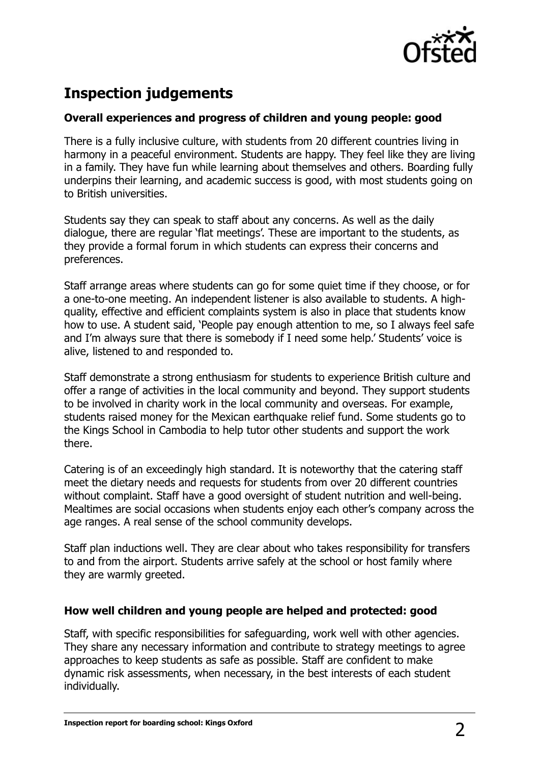## Inspection judgements

### Overall experiences and progress of children and young people: good

There is a fully inclusive culture, with students from 20 different countries living in harmony in a peaceful environment. Students are happy. They feel like they are living in a family. They have fun while learning about themselves and others. Boarding fully underpins their learning, and academic success is good, with most students going on to British universities.

Students say they can speak to staff about any concerns. As well as the daily dialogue, there are regular 'flat meetings'. These are important to the students, as they provide a formal forum in which students can express their concerns and preferences.

Staff arrange areas where students can go for some quiet time if they choose, or for a one-to-one meeting. An independent listener is also available to students. A high-quality, effective and efficient complaints system is also in place that students know how to use. A student said, 'People pay enough attention to me, so I always feel safe and I'm always sure that there is somebody if I need some help.' Students' voice is alive, listened to and responded to.

Staff demonstrate a strong enthusiasm for students to experience British culture and offer a range of activities in the local community and beyond. They support students to be involved in charity work in the local community and overseas. For example, students raised money for the Mexican earthquake relief fund. Some students go to the Kings School in Cambodia to help tutor other students and support the work there.

Catering is of an exceedingly high standard. It is noteworthy that the catering staff meet the dietary needs and requests for students from over 20 different countries without complaint. Staff have a good oversight of student nutrition and well-being. Mealtimes are social occasions when students enjoy each other's company across the age ranges. A real sense of the school community develops.

Staff plan inductions well. They are clear about who takes responsibility for transfers to and from the airport. Students arrive safely at the school or host family where they are warmly greeted.

### How well children and young people are helped and protected: good

Staff, with specific responsibilities for safeguarding, work well with other agencies. They share any necessary information and contribute to strategy meetings to agree approaches to keep students as safe as possible. Staff are confident to make dynamic risk assessments, when necessary, in the best interests of each student individually.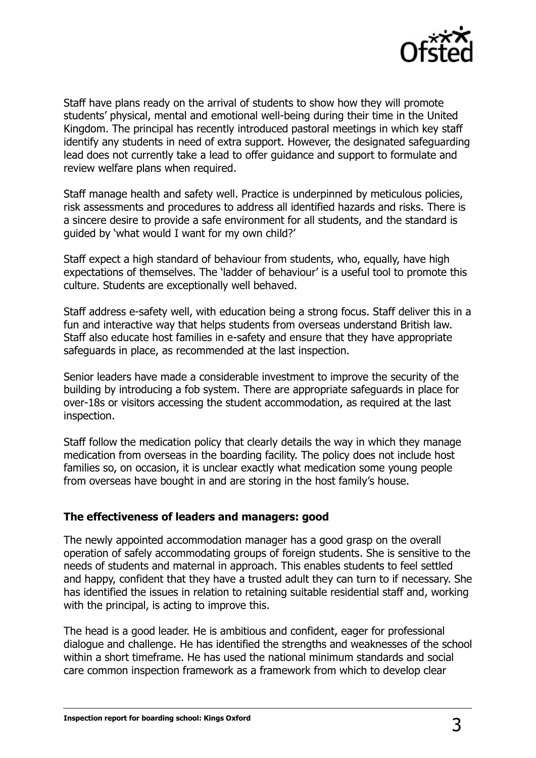Staff have plans ready on the arrival of students to show how they will promote students' physical, mental and emotional well-being during their time in the United Kingdom. The principal has recently introduced pastoral meetings in which key staff identify any students in need of extra support. However, the designated safeguarding lead does not currently take a lead to offer guidance and support to formulate and review welfare plans when required.

Staff manage health and safety well. Practice is underpinned by meticulous policies, risk assessments and procedures to address all identified hazards and risks. There is a sincere desire to provide a safe environment for all students, and the standard is guided by 'what would I want for my own child?'

Staff expect a high standard of behaviour from students, who, equally, have high expectations of themselves. The 'ladder of behaviour' is a useful tool to promote this culture. Students are exceptionally well behaved.

Staff address e-safety well, with education being a strong focus. Staff deliver this in a fun and interactive way that helps students from overseas understand British law. Staff also educate host families in e-safety and ensure that they have appropriate safeguards in place, as recommended at the last inspection.

Senior leaders have made a considerable investment to improve the security of the building by introducing a fob system. There are appropriate safeguards in place for over-18s or visitors accessing the student accommodation, as required at the last inspection.

Staff follow the medication policy that clearly details the way in which they manage medication from overseas in the boarding facility. The policy does not include host families so, on occasion, it is unclear exactly what medication some young people from overseas have bought in and are storing in the host family's house.

### The effectiveness of leaders and managers: good

The newly appointed accommodation manager has a good grasp on the overall operation of safely accommodating groups of foreign students. She is sensitive to the needs of students and maternal in approach. This enables students to feel settled and happy, confident that they have a trusted adult they can turn to if necessary. She has identified the issues in relation to retaining suitable residential staff and, working with the principal, is acting to improve this.

The head is a good leader. He is ambitious and confident, eager for professional dialogue and challenge. He has identified the strengths and weaknesses of the school within a short timeframe. He has used the national minimum standards and social care common inspection framework as a framework from which to develop clear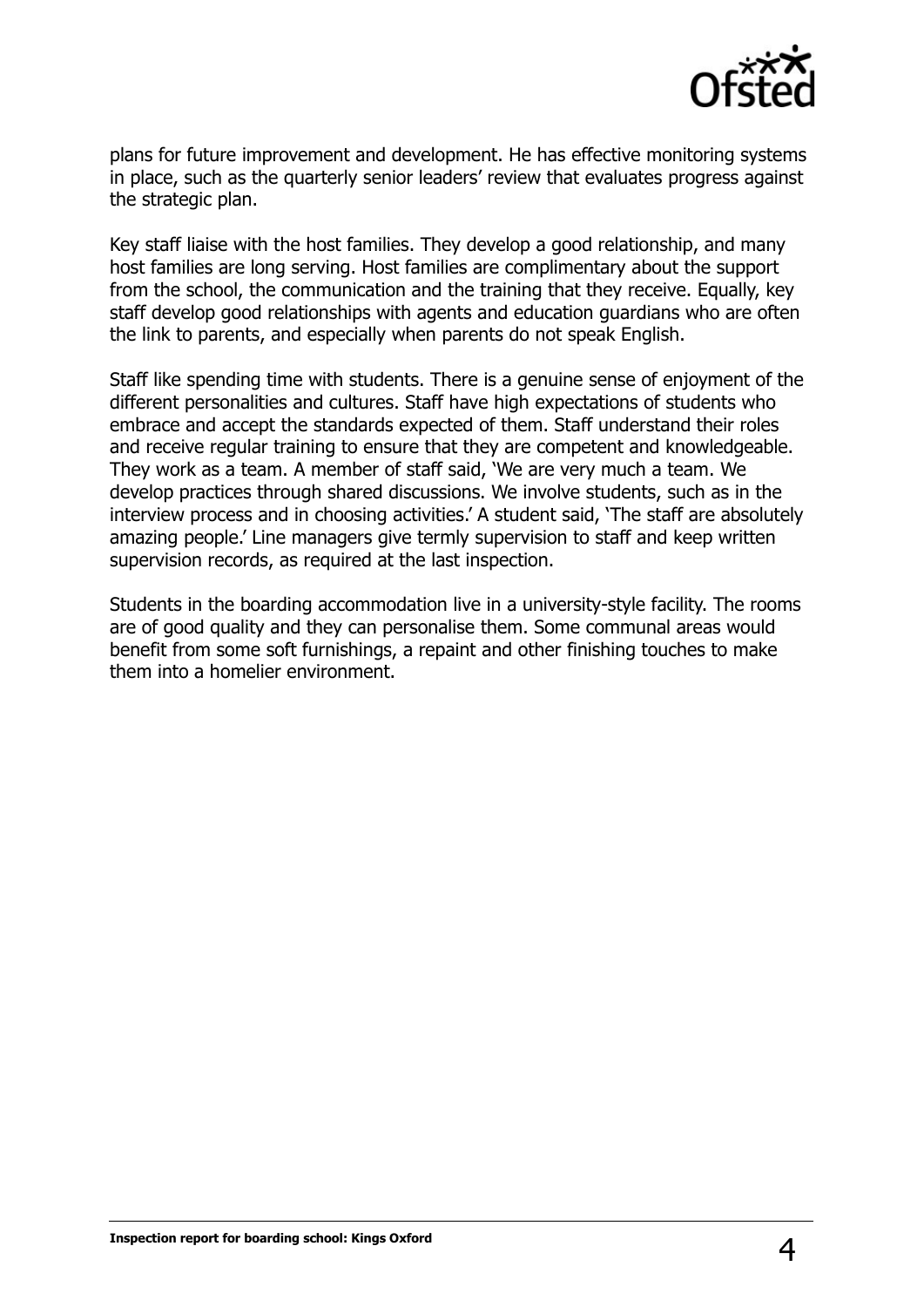plans for future improvement and development. He has effective monitoring systems in place, such as the quarterly senior leaders' review that evaluates progress against the strategic plan.

Key staff liaise with the host families. They develop a good relationship, and many host families are long serving. Host families are complimentary about the support from the school, the communication and the training that they receive. Equally, key staff develop good relationships with agents and education guardians who are often the link to parents, and especially when parents do not speak English.

Staff like spending time with students. There is a genuine sense of enjoyment of the different personalities and cultures. Staff have high expectations of students who embrace and accept the standards expected of them. Staff understand their roles and receive regular training to ensure that they are competent and knowledgeable. They work as a team. A member of staff said, 'We are very much a team. We develop practices through shared discussions. We involve students, such as in the interview process and in choosing activities.' A student said, 'The staff are absolutely amazing people.' Line managers give termly supervision to staff and keep written supervision records, as required at the last inspection.

Students in the boarding accommodation live in a university-style facility. The rooms are of good quality and they can personalise them. Some communal areas would benefit from some soft furnishings, a repaint and other finishing touches to make them into a homelier environment.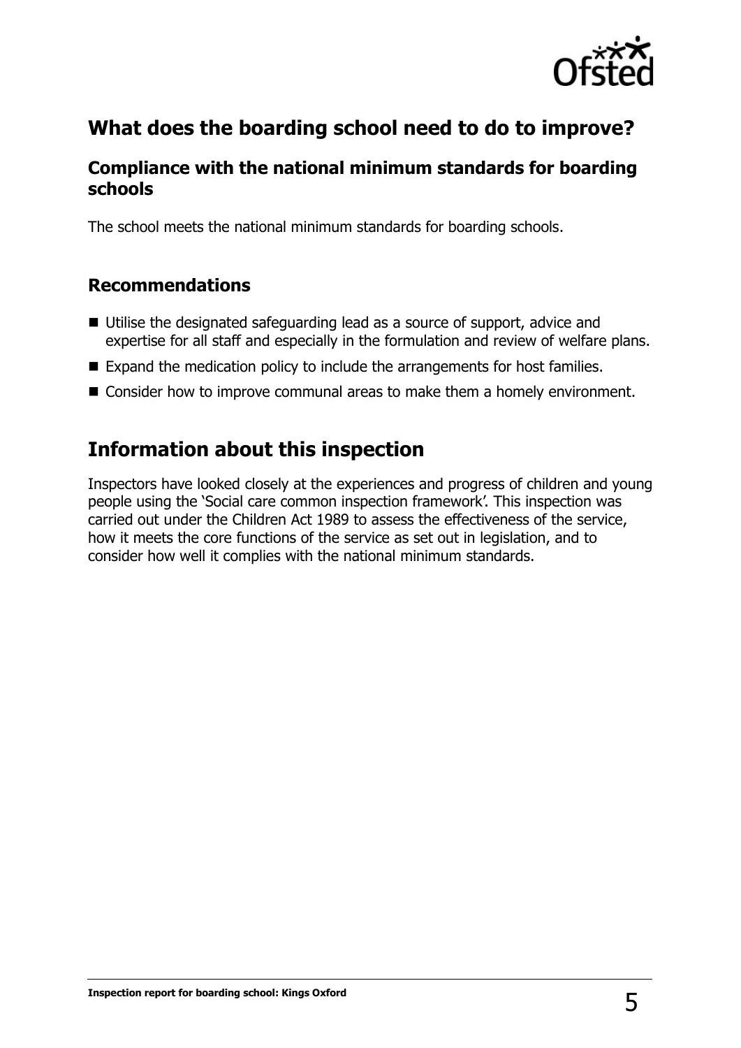## What does the boarding school need to do to improve?

### Compliance with the national minimum standards for boarding schools

The school meets the national minimum standards for boarding schools.

### Recommendations

- Utilise the designated safeguarding lead as a source of support, advice and expertise for all staff and especially in the formulation and review of welfare plans.
- Expand the medication policy to include the arrangements for host families.
- Consider how to improve communal areas to make them a homely environment.

## Information about this inspection

Inspectors have looked closely at the experiences and progress of children and young people using the 'Social care common inspection framework'. This inspection was carried out under the Children Act 1989 to assess the effectiveness of the service, how it meets the core functions of the service as set out in legislation, and to consider how well it complies with the national minimum standards.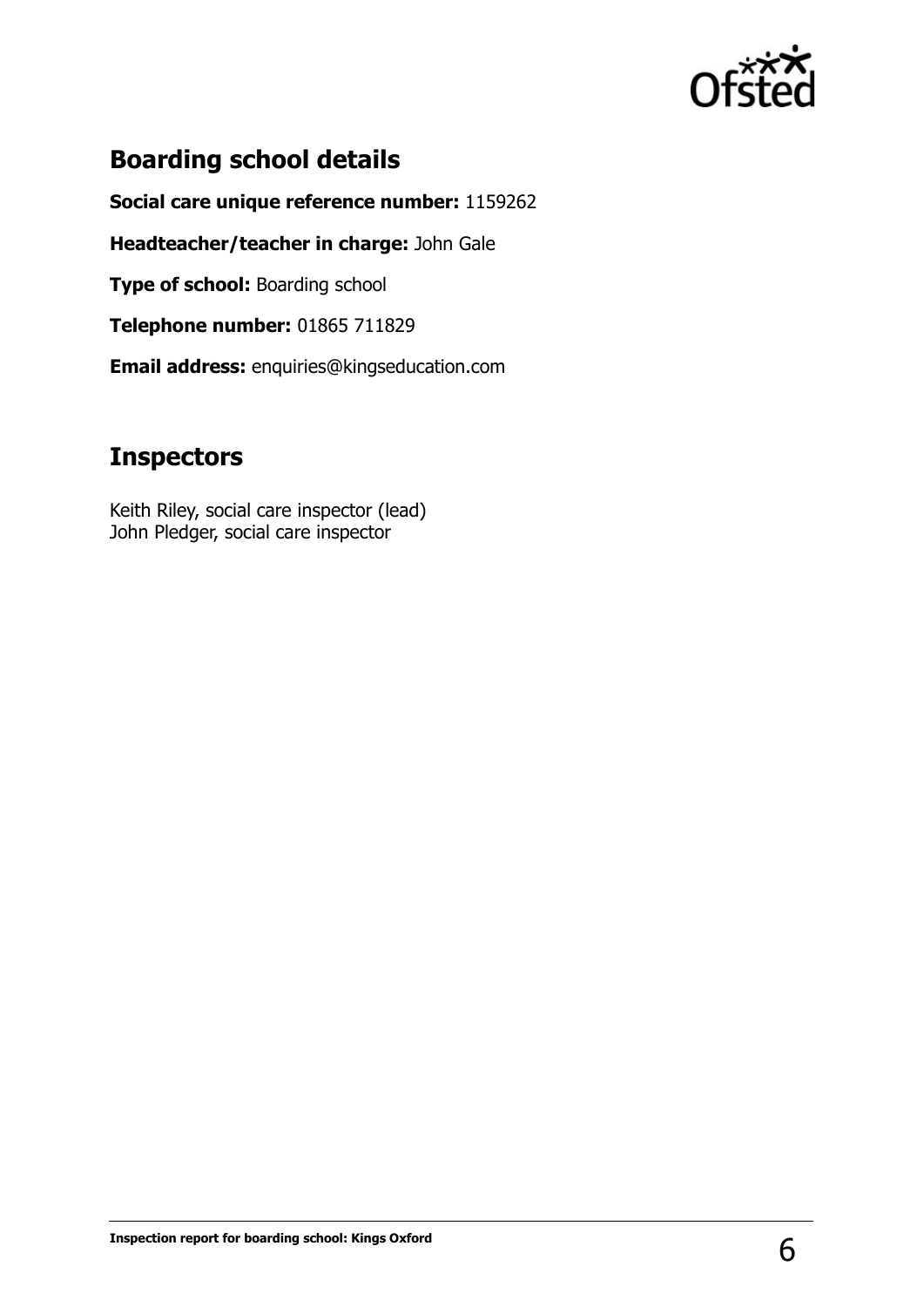## Boarding school details

**Social care unique reference number:** 1159262

**Headteacher/teacher in charge:** John Gale

**Type of school:** Boarding school

**Telephone number:** 01865 711829

**Email address:** enquiries@kingseducation.com

## Inspectors

Keith Riley, social care inspector (lead)
John Pledger, social care inspector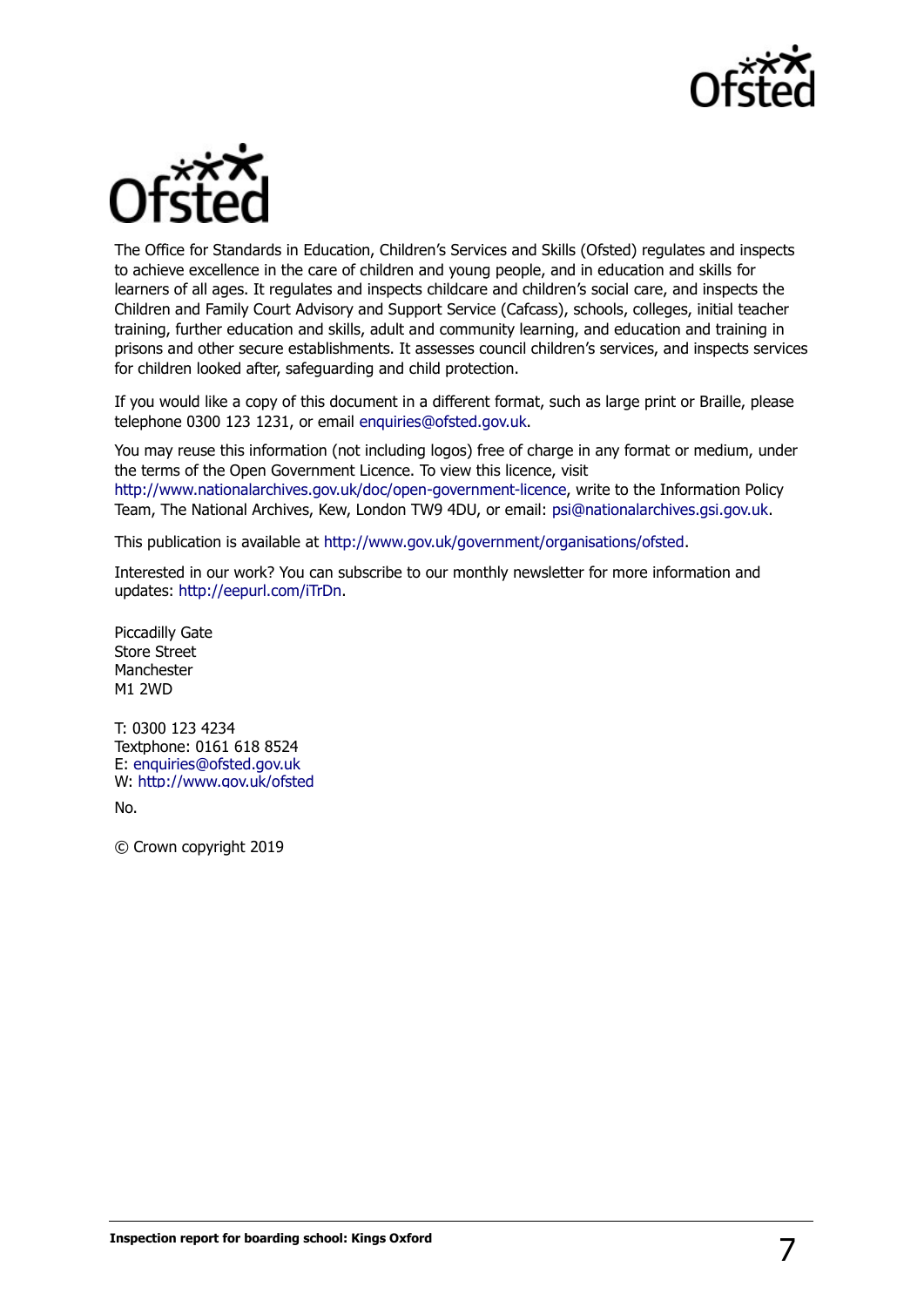The Office for Standards in Education, Children's Services and Skills (Ofsted) regulates and inspects to achieve excellence in the care of children and young people, and in education and skills for learners of all ages. It regulates and inspects childcare and children's social care, and inspects the Children and Family Court Advisory and Support Service (Cafcass), schools, colleges, initial teacher training, further education and skills, adult and community learning, and education and training in prisons and other secure establishments. It assesses council children's services, and inspects services for children looked after, safeguarding and child protection.

If you would like a copy of this document in a different format, such as large print or Braille, please telephone 0300 123 1231, or email enquiries@ofsted.gov.uk.

You may reuse this information (not including logos) free of charge in any format or medium, under the terms of the Open Government Licence. To view this licence, visit http://www.nationalarchives.gov.uk/doc/open-government-licence, write to the Information Policy Team, The National Archives, Kew, London TW9 4DU, or email: psi@nationalarchives.gsi.gov.uk.

This publication is available at http://www.gov.uk/government/organisations/ofsted.

Interested in our work? You can subscribe to our monthly newsletter for more information and updates: http://eepurl.com/iTrDn.

Piccadilly Gate
Store Street
Manchester
M1 2WD

T: 0300 123 4234
Textphone: 0161 618 8524
E: enquiries@ofsted.gov.uk
W: http://www.gov.uk/ofsted

No.

© Crown copyright 2019